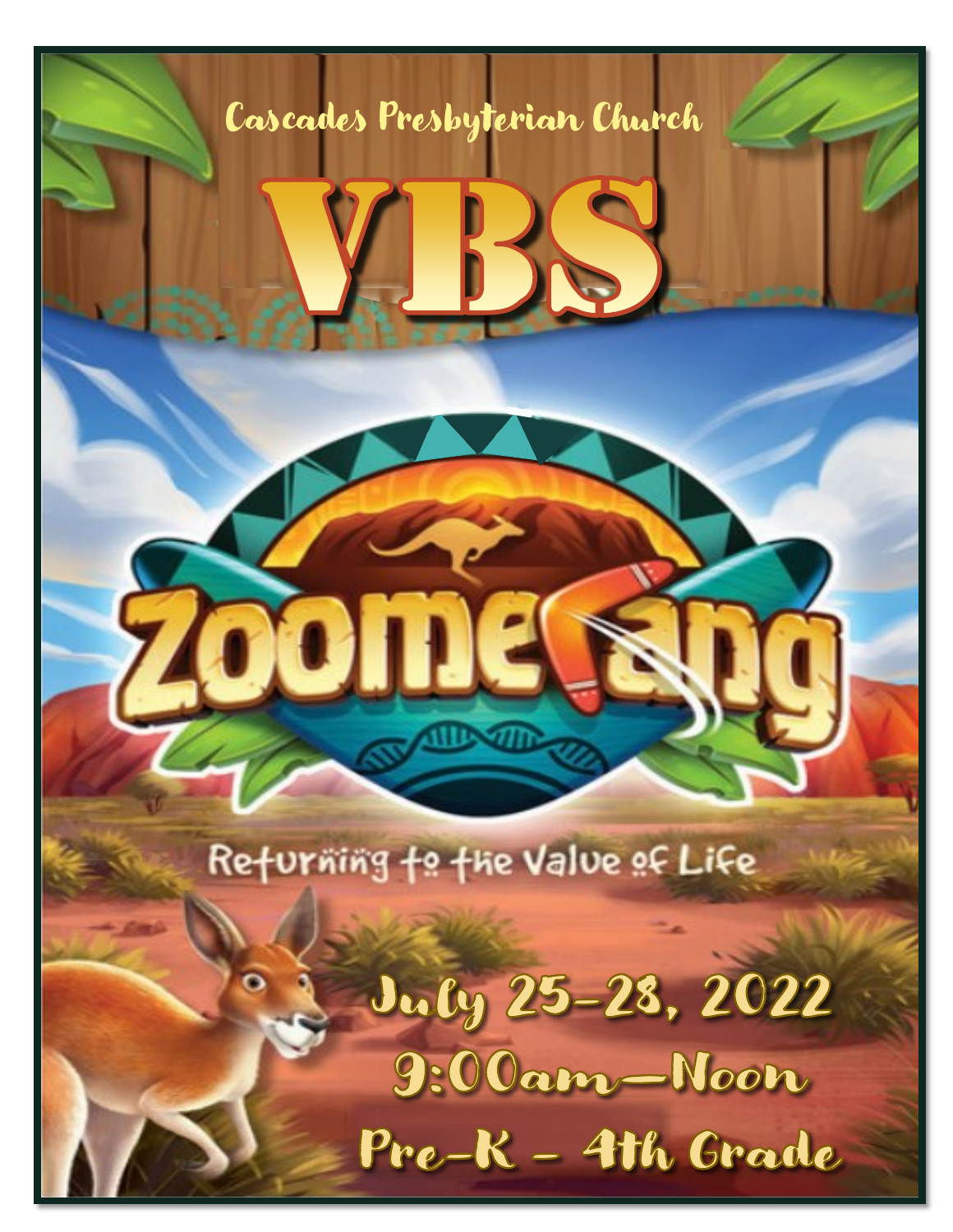Cascades Presbyterian Church

# VBS

## Zoomerang

Returning to the Value of Life

July 25-28, 2022

9:00am—Noon

Pre-K – 4th Grade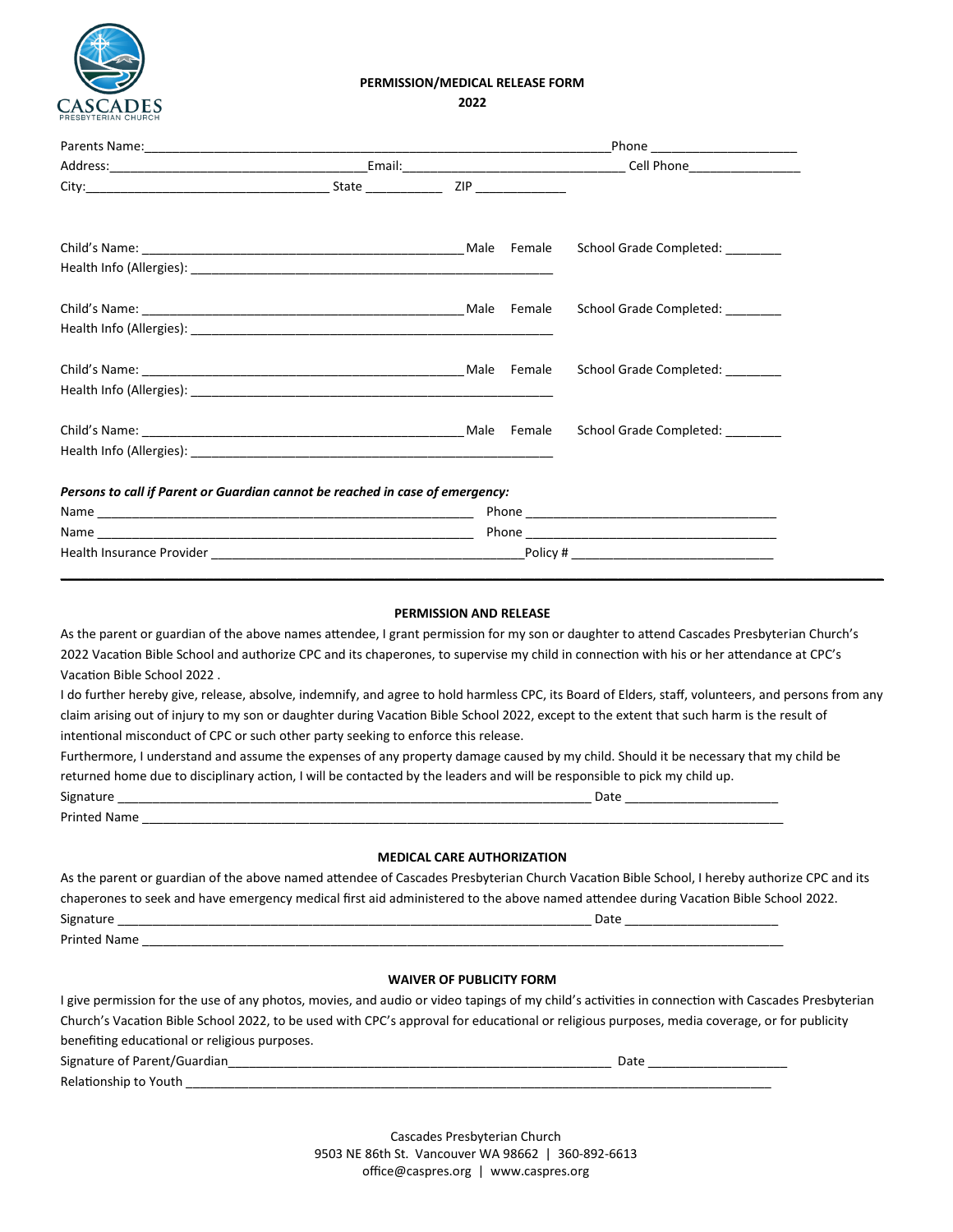CASCADES
PRESBYTERIAN CHURCH

**PERMISSION/MEDICAL RELEASE FORM**

**2022**

Parents Name:_______________________________________________________________ Phone ____________________

Address:_____________________________________Email:______________________________ Cell Phone________________

City:__________________________________ State ___________ ZIP _____________

Child's Name: ____________________________________________ Male Female School Grade Completed: ________

Health Info (Allergies): ___________________________________________________

Child's Name: ____________________________________________ Male Female School Grade Completed: ________

Health Info (Allergies): ___________________________________________________

Child's Name: ____________________________________________ Male Female School Grade Completed: ________

Health Info (Allergies): ___________________________________________________

Child's Name: ____________________________________________ Male Female School Grade Completed: ________

Health Info (Allergies): ___________________________________________________

***Persons to call if Parent or Guardian cannot be reached in case of emergency:***

Name ______________________________________________________ Phone ____________________________________

Name ______________________________________________________ Phone ____________________________________

Health Insurance Provider ____________________________________________Policy # ____________________________

---

**PERMISSION AND RELEASE**

As the parent or guardian of the above names attendee, I grant permission for my son or daughter to attend Cascades Presbyterian Church's 2022 Vacation Bible School and authorize CPC and its chaperones, to supervise my child in connection with his or her attendance at CPC's Vacation Bible School 2022 .

I do further hereby give, release, absolve, indemnify, and agree to hold harmless CPC, its Board of Elders, staff, volunteers, and persons from any claim arising out of injury to my son or daughter during Vacation Bible School 2022, except to the extent that such harm is the result of intentional misconduct of CPC or such other party seeking to enforce this release.

Furthermore, I understand and assume the expenses of any property damage caused by my child. Should it be necessary that my child be returned home due to disciplinary action, I will be contacted by the leaders and will be responsible to pick my child up.

Signature ____________________________________________________________________ Date ______________________

Printed Name ____________________________________________________________________________________________

**MEDICAL CARE AUTHORIZATION**

As the parent or guardian of the above named attendee of Cascades Presbyterian Church Vacation Bible School, I hereby authorize CPC and its chaperones to seek and have emergency medical first aid administered to the above named attendee during Vacation Bible School 2022.

Signature ____________________________________________________________________ Date ______________________

Printed Name ____________________________________________________________________________________________

**WAIVER OF PUBLICITY FORM**

I give permission for the use of any photos, movies, and audio or video tapings of my child's activities in connection with Cascades Presbyterian Church's Vacation Bible School 2022, to be used with CPC's approval for educational or religious purposes, media coverage, or for publicity benefiting educational or religious purposes.

Signature of Parent/Guardian_______________________________________________________ Date ____________________

Relationship to Youth ______________________________________________________________________________________

Cascades Presbyterian Church
9503 NE 86th St. Vancouver WA 98662 | 360-892-6613
office@caspres.org | www.caspres.org